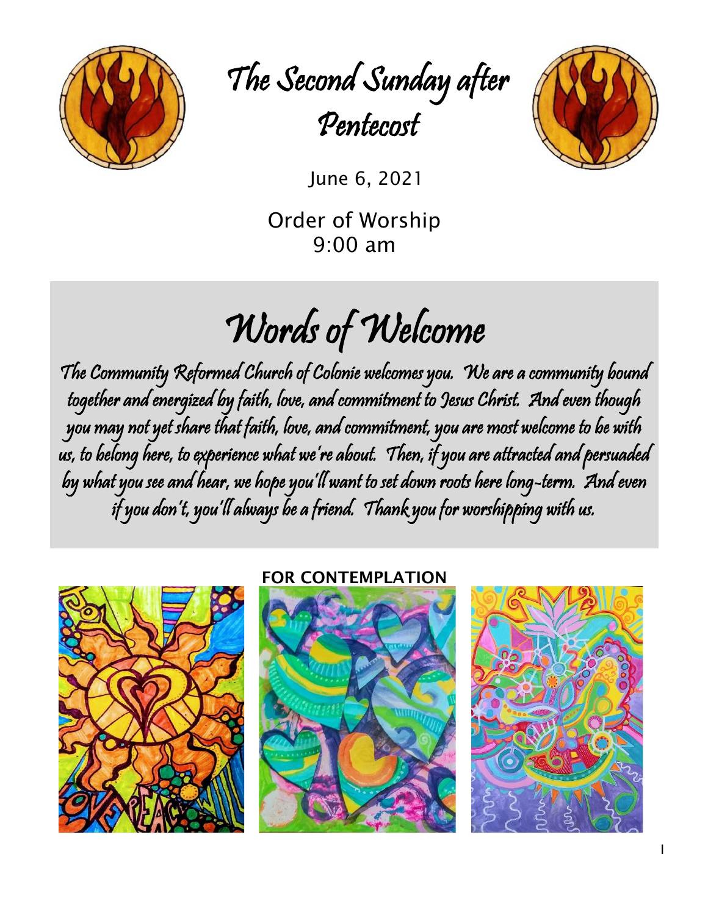# The Second Sunday after Pentecost

June 6, 2021

Order of Worship
9:00 am

## Words of Welcome

*The Community Reformed Church of Colonie welcomes you. We are a community bound together and energized by faith, love, and commitment to Jesus Christ. And even though you may not yet share that faith, love, and commitment, you are most welcome to be with us, to belong here, to experience what we're about. Then, if you are attracted and persuaded by what you see and hear, we hope you'll want to set down roots here long-term. And even if you don't, you'll always be a friend. Thank you for worshipping with us.*

**FOR CONTEMPLATION**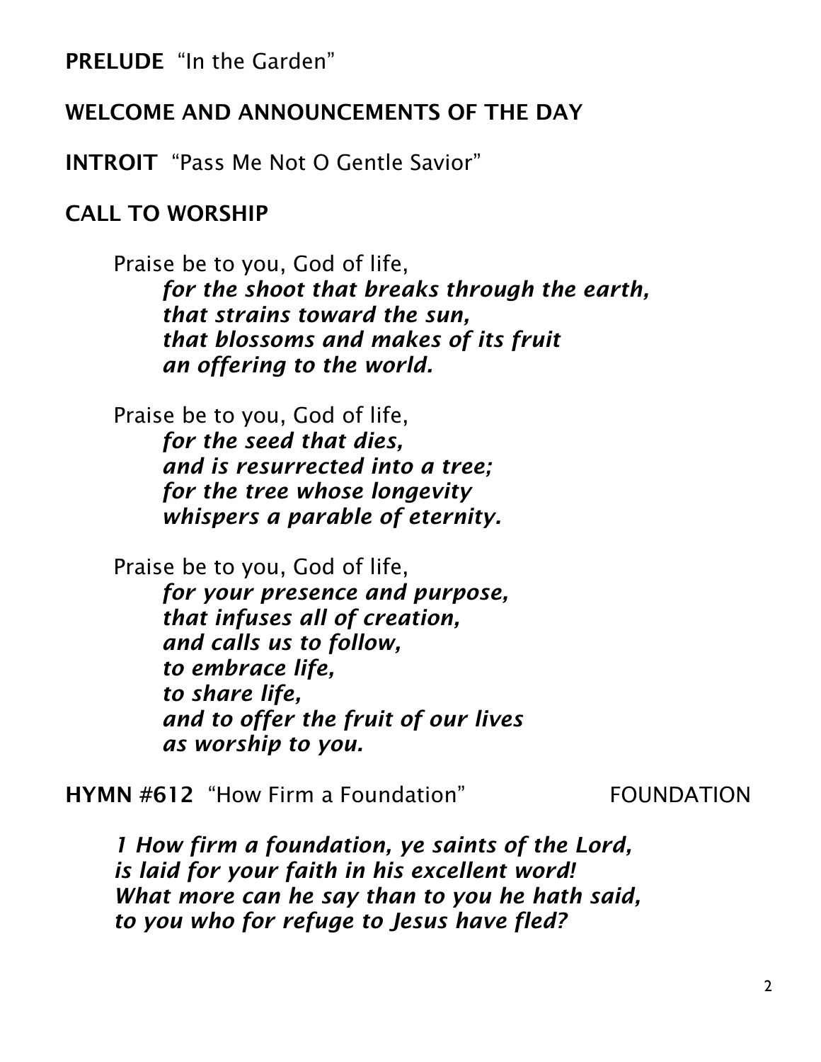**PRELUDE** “In the Garden”

**WELCOME AND ANNOUNCEMENTS OF THE DAY**

**INTROIT** “Pass Me Not O Gentle Savior”

**CALL TO WORSHIP**

Praise be to you, God of life,
***for the shoot that breaks through the earth,***
***that strains toward the sun,***
***that blossoms and makes of its fruit***
***an offering to the world.***

Praise be to you, God of life,
***for the seed that dies,***
***and is resurrected into a tree;***
***for the tree whose longevity***
***whispers a parable of eternity.***

Praise be to you, God of life,
***for your presence and purpose,***
***that infuses all of creation,***
***and calls us to follow,***
***to embrace life,***
***to share life,***
***and to offer the fruit of our lives***
***as worship to you.***

**HYMN #612** “How Firm a Foundation” FOUNDATION

*1 How firm a foundation, ye saints of the Lord,*
*is laid for your faith in his excellent word!*
*What more can he say than to you he hath said,*
*to you who for refuge to Jesus have fled?*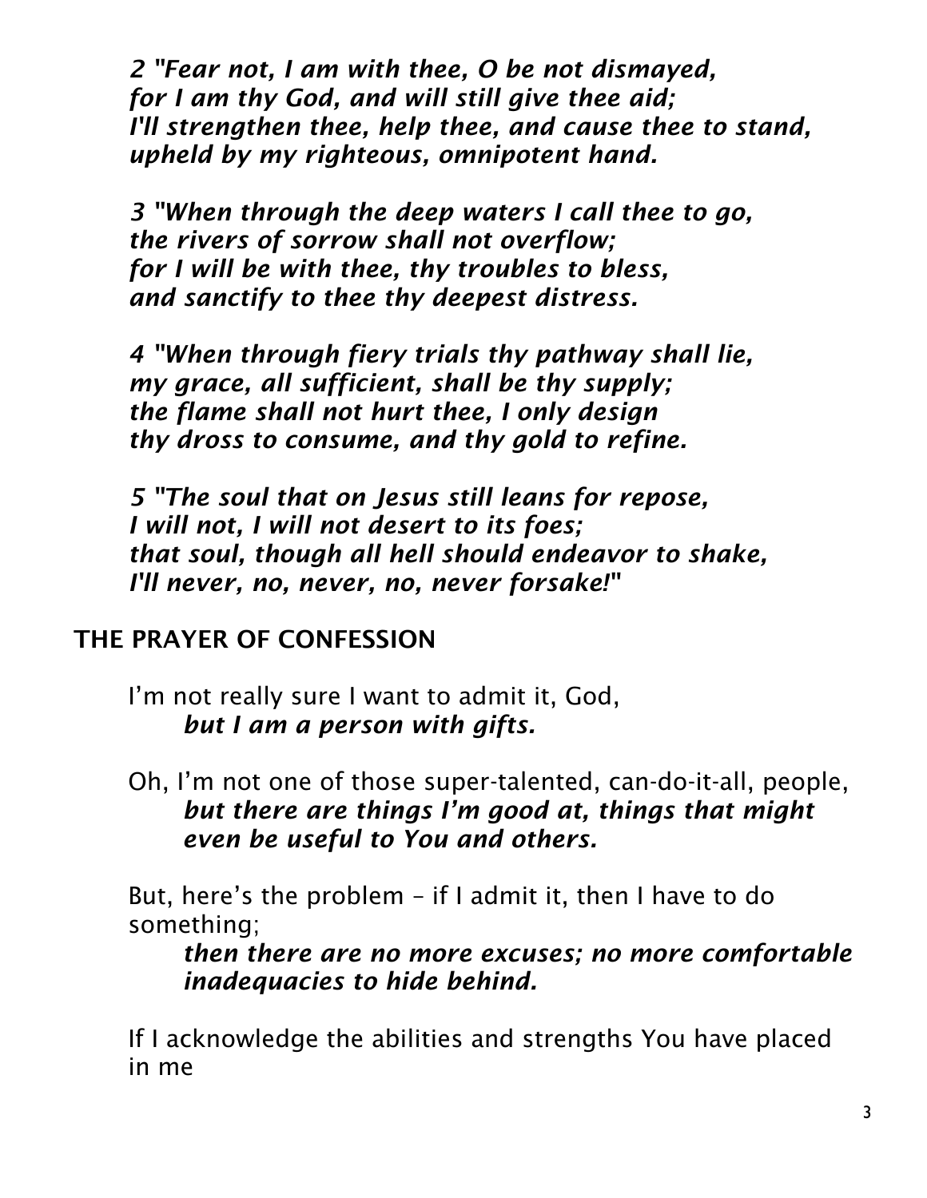*2 "Fear not, I am with thee, O be not dismayed,*
*for I am thy God, and will still give thee aid;*
*I'll strengthen thee, help thee, and cause thee to stand,*
*upheld by my righteous, omnipotent hand.*

*3 "When through the deep waters I call thee to go,*
*the rivers of sorrow shall not overflow;*
*for I will be with thee, thy troubles to bless,*
*and sanctify to thee thy deepest distress.*

*4 "When through fiery trials thy pathway shall lie,*
*my grace, all sufficient, shall be thy supply;*
*the flame shall not hurt thee, I only design*
*thy dross to consume, and thy gold to refine.*

*5 "The soul that on Jesus still leans for repose,*
*I will not, I will not desert to its foes;*
*that soul, though all hell should endeavor to shake,*
*I'll never, no, never, no, never forsake!"*

## THE PRAYER OF CONFESSION

I'm not really sure I want to admit it, God,
***but I am a person with gifts.***

Oh, I'm not one of those super-talented, can-do-it-all, people,
***but there are things I'm good at, things that might even be useful to You and others.***

But, here's the problem – if I admit it, then I have to do something;
***then there are no more excuses; no more comfortable inadequacies to hide behind.***

If I acknowledge the abilities and strengths You have placed in me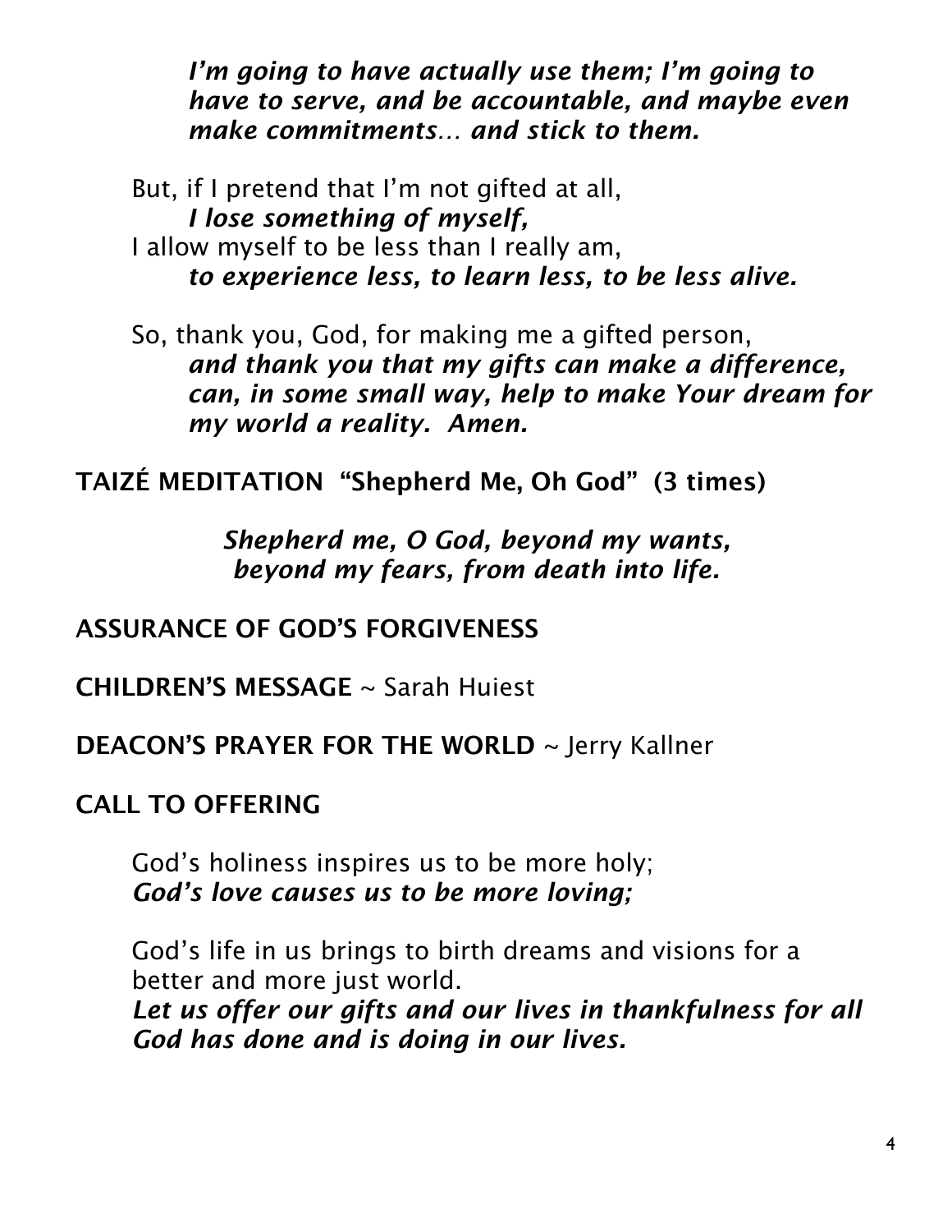***I'm going to have actually use them; I'm going to have to serve, and be accountable, and maybe even make commitments… and stick to them.***

But, if I pretend that I'm not gifted at all,
***I lose something of myself,***
I allow myself to be less than I really am,
***to experience less, to learn less, to be less alive.***

So, thank you, God, for making me a gifted person,
***and thank you that my gifts can make a difference, can, in some small way, help to make Your dream for my world a reality. Amen.***

**TAIZÉ MEDITATION "Shepherd Me, Oh God" (3 times)**

***Shepherd me, O God, beyond my wants,***
***beyond my fears, from death into life.***

**ASSURANCE OF GOD'S FORGIVENESS**

**CHILDREN'S MESSAGE** ~ Sarah Huiest

**DEACON'S PRAYER FOR THE WORLD** ~ Jerry Kallner

**CALL TO OFFERING**

God's holiness inspires us to be more holy;
***God's love causes us to be more loving;***

God's life in us brings to birth dreams and visions for a better and more just world.
***Let us offer our gifts and our lives in thankfulness for all God has done and is doing in our lives.***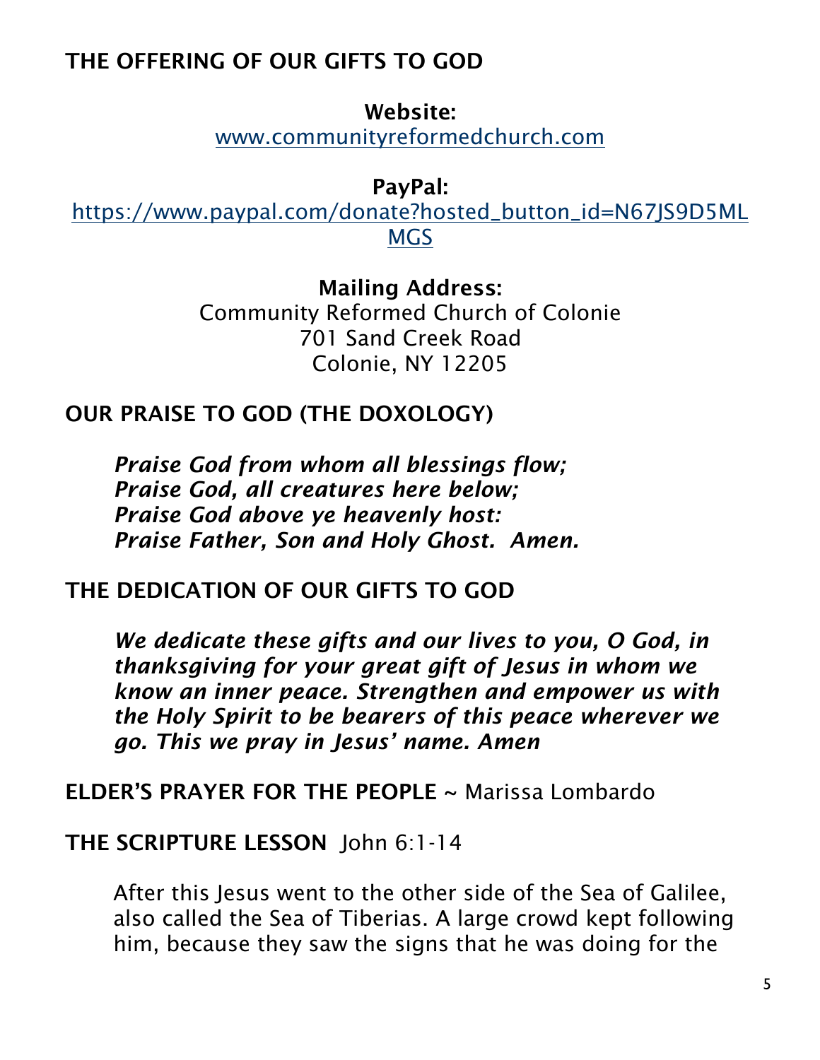## THE OFFERING OF OUR GIFTS TO GOD

**Website:**
www.communityreformedchurch.com

**PayPal:**
https://www.paypal.com/donate?hosted_button_id=N67JS9D5MLMGS

**Mailing Address:**
Community Reformed Church of Colonie
701 Sand Creek Road
Colonie, NY 12205

## OUR PRAISE TO GOD (THE DOXOLOGY)

***Praise God from whom all blessings flow;***
***Praise God, all creatures here below;***
***Praise God above ye heavenly host:***
***Praise Father, Son and Holy Ghost. Amen.***

## THE DEDICATION OF OUR GIFTS TO GOD

***We dedicate these gifts and our lives to you, O God, in thanksgiving for your great gift of Jesus in whom we know an inner peace. Strengthen and empower us with the Holy Spirit to be bearers of this peace wherever we go. This we pray in Jesus' name. Amen***

**ELDER'S PRAYER FOR THE PEOPLE** ~ Marissa Lombardo

**THE SCRIPTURE LESSON** John 6:1-14

After this Jesus went to the other side of the Sea of Galilee, also called the Sea of Tiberias. A large crowd kept following him, because they saw the signs that he was doing for the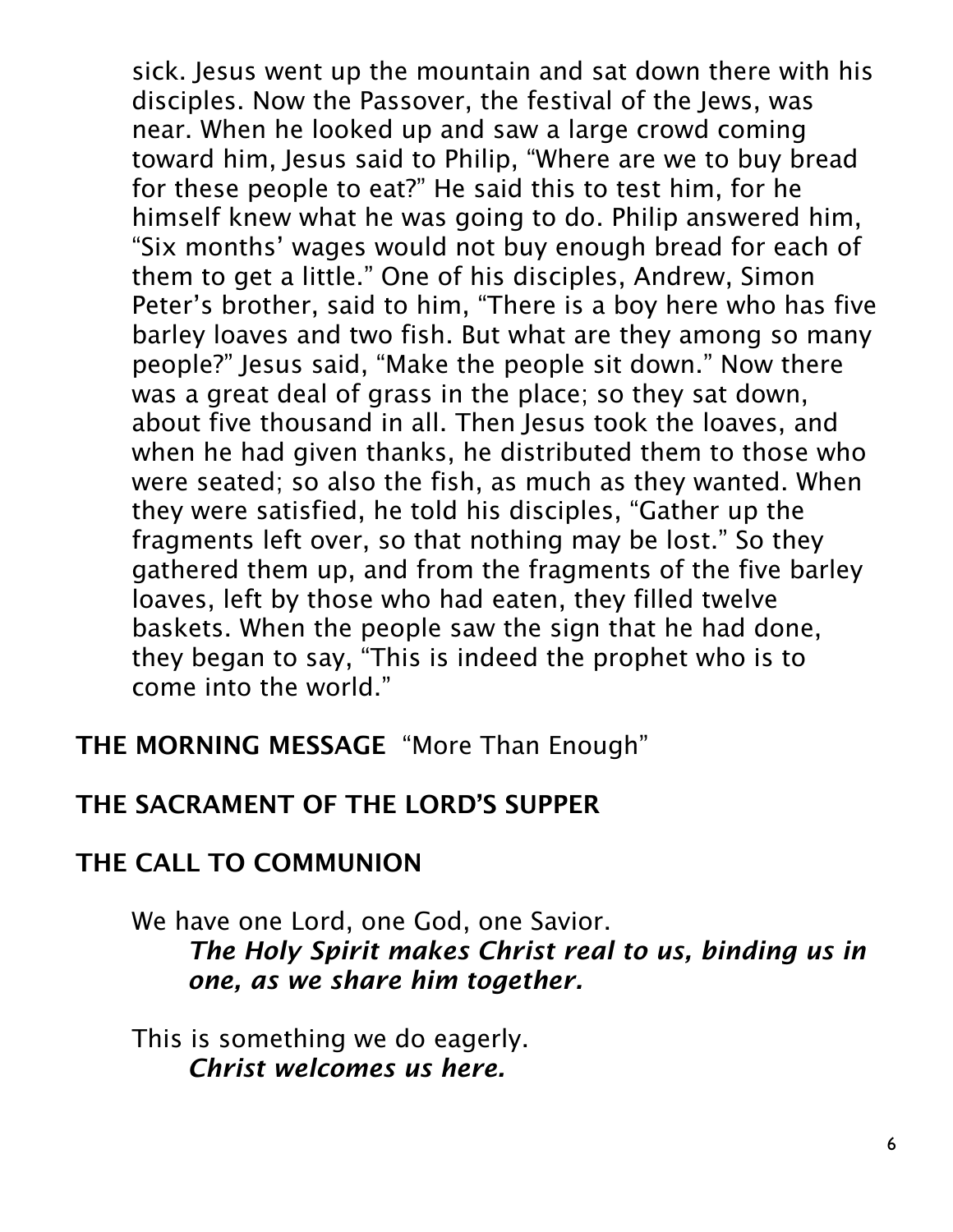sick. Jesus went up the mountain and sat down there with his disciples. Now the Passover, the festival of the Jews, was near. When he looked up and saw a large crowd coming toward him, Jesus said to Philip, "Where are we to buy bread for these people to eat?" He said this to test him, for he himself knew what he was going to do. Philip answered him, "Six months' wages would not buy enough bread for each of them to get a little." One of his disciples, Andrew, Simon Peter's brother, said to him, "There is a boy here who has five barley loaves and two fish. But what are they among so many people?" Jesus said, "Make the people sit down." Now there was a great deal of grass in the place; so they sat down, about five thousand in all. Then Jesus took the loaves, and when he had given thanks, he distributed them to those who were seated; so also the fish, as much as they wanted. When they were satisfied, he told his disciples, "Gather up the fragments left over, so that nothing may be lost." So they gathered them up, and from the fragments of the five barley loaves, left by those who had eaten, they filled twelve baskets. When the people saw the sign that he had done, they began to say, "This is indeed the prophet who is to come into the world."

**THE MORNING MESSAGE** "More Than Enough"

**THE SACRAMENT OF THE LORD'S SUPPER**

**THE CALL TO COMMUNION**

We have one Lord, one God, one Savior.
***The Holy Spirit makes Christ real to us, binding us in one, as we share him together.***

This is something we do eagerly.
***Christ welcomes us here.***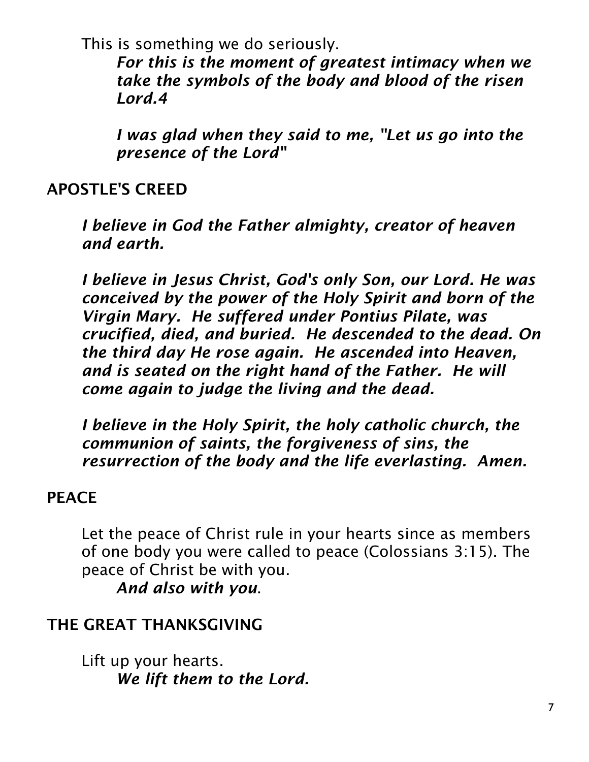This is something we do seriously.

***For this is the moment of greatest intimacy when we take the symbols of the body and blood of the risen Lord.4***

***I was glad when they said to me, "Let us go into the presence of the Lord"***

## APOSTLE'S CREED

***I believe in God the Father almighty, creator of heaven and earth.***

***I believe in Jesus Christ, God's only Son, our Lord. He was conceived by the power of the Holy Spirit and born of the Virgin Mary. He suffered under Pontius Pilate, was crucified, died, and buried. He descended to the dead. On the third day He rose again. He ascended into Heaven, and is seated on the right hand of the Father. He will come again to judge the living and the dead.***

***I believe in the Holy Spirit, the holy catholic church, the communion of saints, the forgiveness of sins, the resurrection of the body and the life everlasting. Amen.***

## PEACE

Let the peace of Christ rule in your hearts since as members of one body you were called to peace (Colossians 3:15). The peace of Christ be with you.

***And also with you.***

## THE GREAT THANKSGIVING

Lift up your hearts.

***We lift them to the Lord.***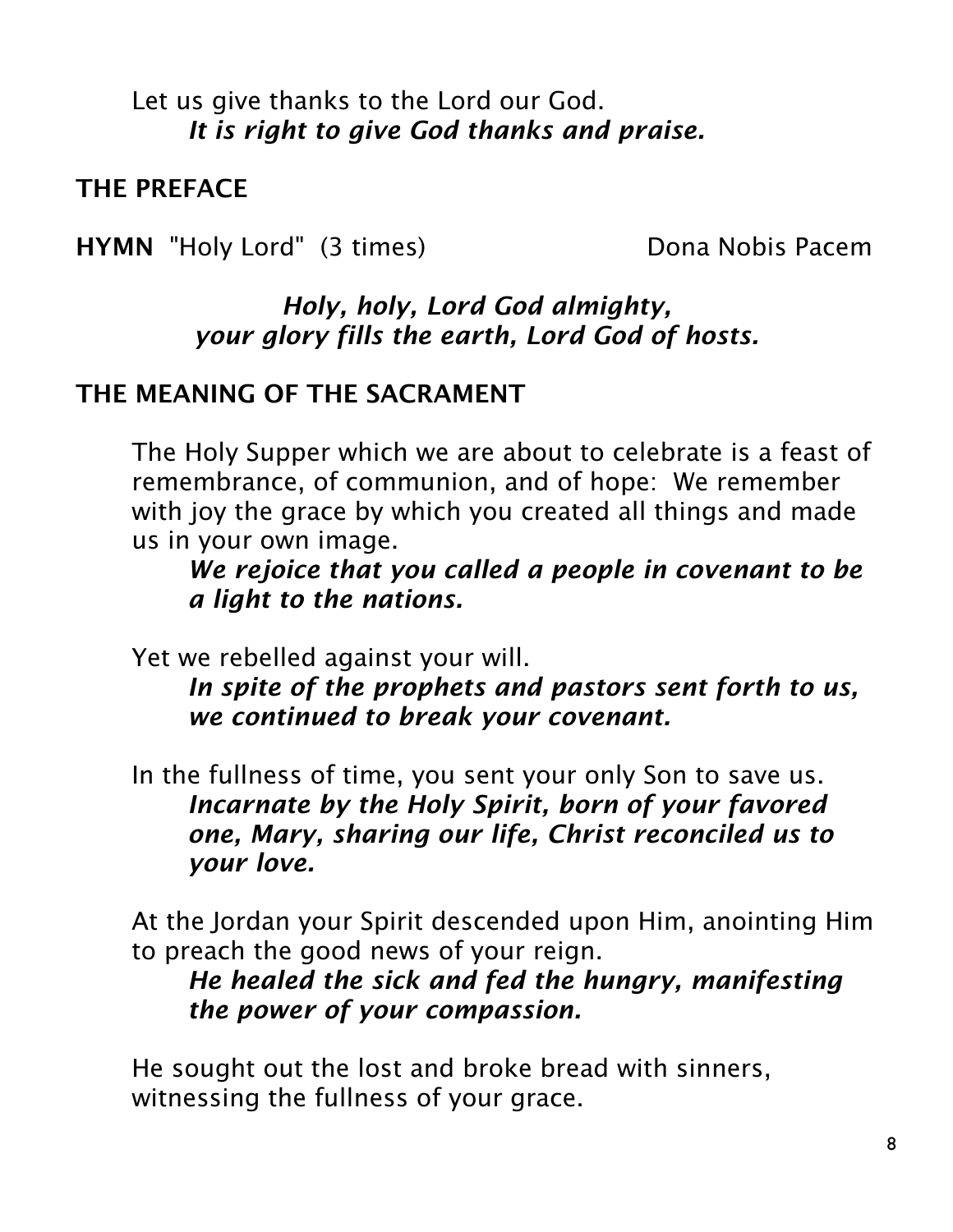Let us give thanks to the Lord our God.
*It is right to give God thanks and praise.*

## THE PREFACE

**HYMN** "Holy Lord" (3 times) Dona Nobis Pacem

*Holy, holy, Lord God almighty,*
*your glory fills the earth, Lord God of hosts.*

## THE MEANING OF THE SACRAMENT

The Holy Supper which we are about to celebrate is a feast of remembrance, of communion, and of hope: We remember with joy the grace by which you created all things and made us in your own image.
*We rejoice that you called a people in covenant to be a light to the nations.*

Yet we rebelled against your will.
*In spite of the prophets and pastors sent forth to us, we continued to break your covenant.*

In the fullness of time, you sent your only Son to save us.
*Incarnate by the Holy Spirit, born of your favored one, Mary, sharing our life, Christ reconciled us to your love.*

At the Jordan your Spirit descended upon Him, anointing Him to preach the good news of your reign.
*He healed the sick and fed the hungry, manifesting the power of your compassion.*

He sought out the lost and broke bread with sinners, witnessing the fullness of your grace.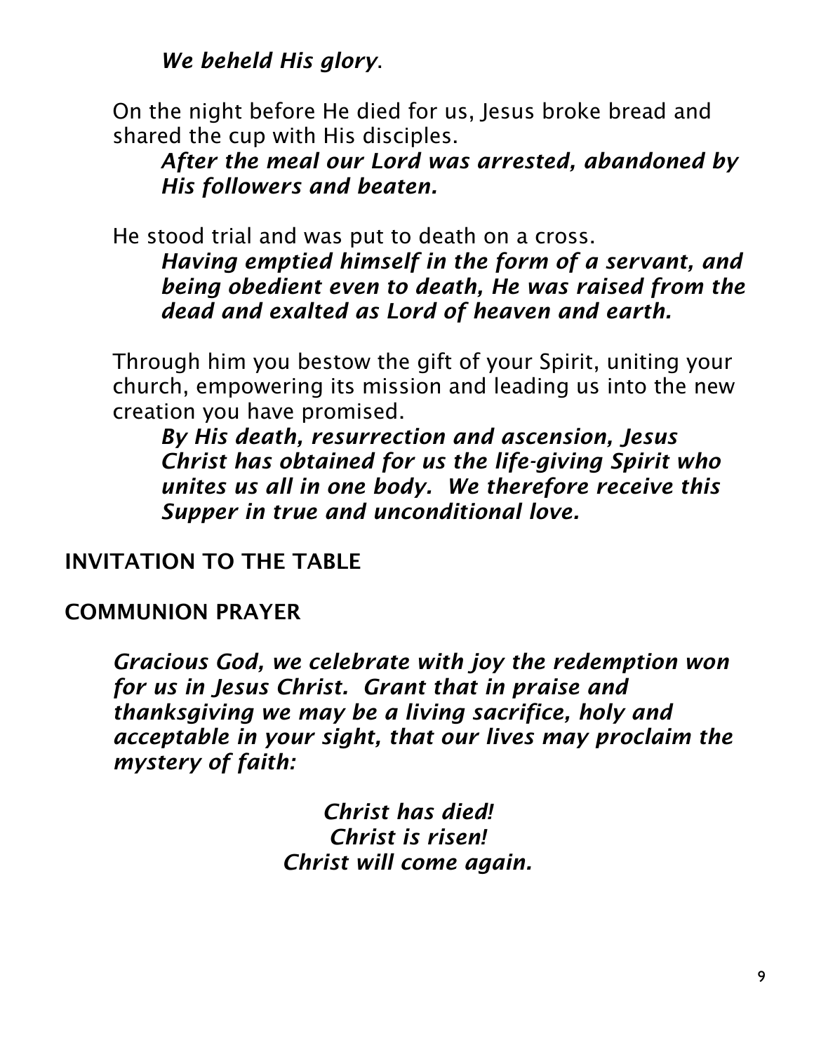*We beheld His glory*.

On the night before He died for us, Jesus broke bread and shared the cup with His disciples.

***After the meal our Lord was arrested, abandoned by His followers and beaten.***

He stood trial and was put to death on a cross.

***Having emptied himself in the form of a servant, and being obedient even to death, He was raised from the dead and exalted as Lord of heaven and earth.***

Through him you bestow the gift of your Spirit, uniting your church, empowering its mission and leading us into the new creation you have promised.

***By His death, resurrection and ascension, Jesus Christ has obtained for us the life-giving Spirit who unites us all in one body. We therefore receive this Supper in true and unconditional love.***

## INVITATION TO THE TABLE

## COMMUNION PRAYER

***Gracious God, we celebrate with joy the redemption won for us in Jesus Christ. Grant that in praise and thanksgiving we may be a living sacrifice, holy and acceptable in your sight, that our lives may proclaim the mystery of faith:***

***Christ has died!***
***Christ is risen!***
***Christ will come again.***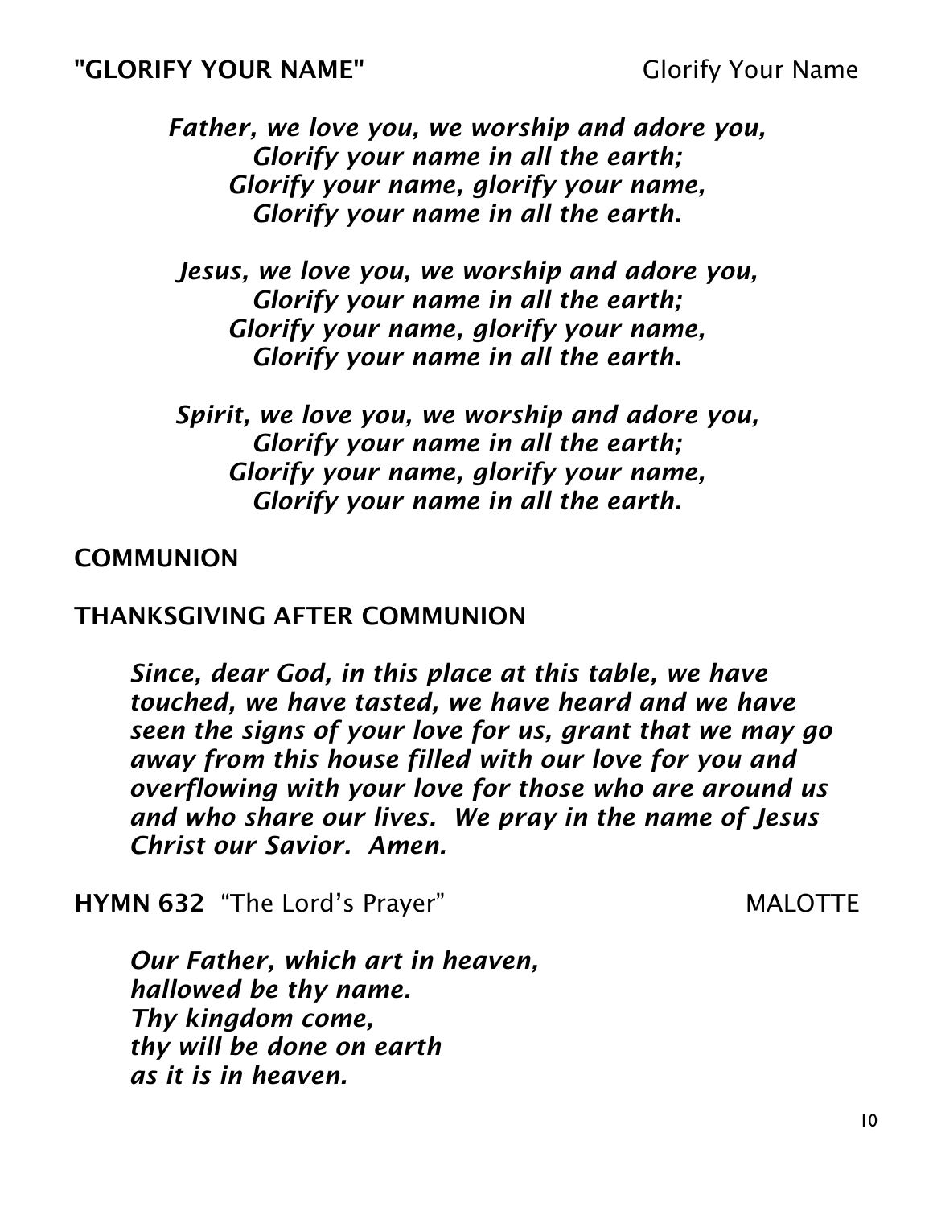**"GLORIFY YOUR NAME"** Glorify Your Name

*Father, we love you, we worship and adore you,*
*Glorify your name in all the earth;*
*Glorify your name, glorify your name,*
*Glorify your name in all the earth.*

*Jesus, we love you, we worship and adore you,*
*Glorify your name in all the earth;*
*Glorify your name, glorify your name,*
*Glorify your name in all the earth.*

*Spirit, we love you, we worship and adore you,*
*Glorify your name in all the earth;*
*Glorify your name, glorify your name,*
*Glorify your name in all the earth.*

**COMMUNION**

**THANKSGIVING AFTER COMMUNION**

***Since, dear God, in this place at this table, we have touched, we have tasted, we have heard and we have seen the signs of your love for us, grant that we may go away from this house filled with our love for you and overflowing with your love for those who are around us and who share our lives. We pray in the name of Jesus Christ our Savior. Amen.***

**HYMN 632** "The Lord's Prayer" MALOTTE

***Our Father, which art in heaven,***
***hallowed be thy name.***
***Thy kingdom come,***
***thy will be done on earth***
***as it is in heaven.***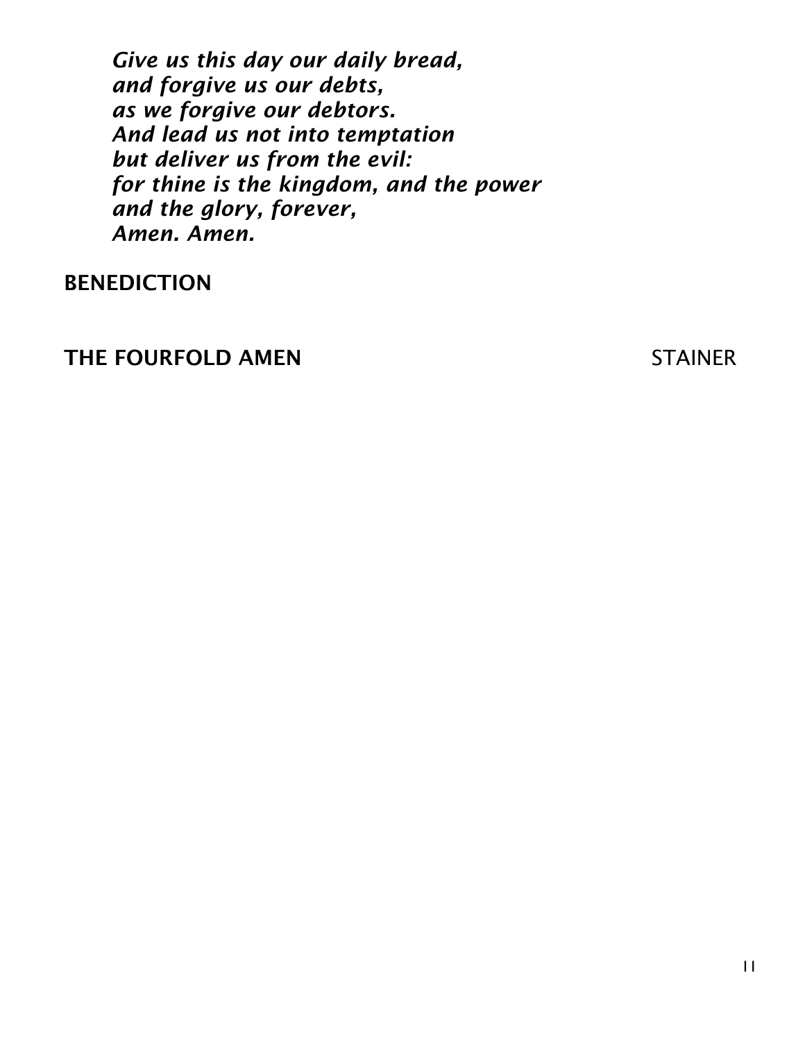*Give us this day our daily bread,*
*and forgive us our debts,*
*as we forgive our debtors.*
*And lead us not into temptation*
*but deliver us from the evil:*
*for thine is the kingdom, and the power*
*and the glory, forever,*
*Amen. Amen.*

**BENEDICTION**

**THE FOURFOLD AMEN** STAINER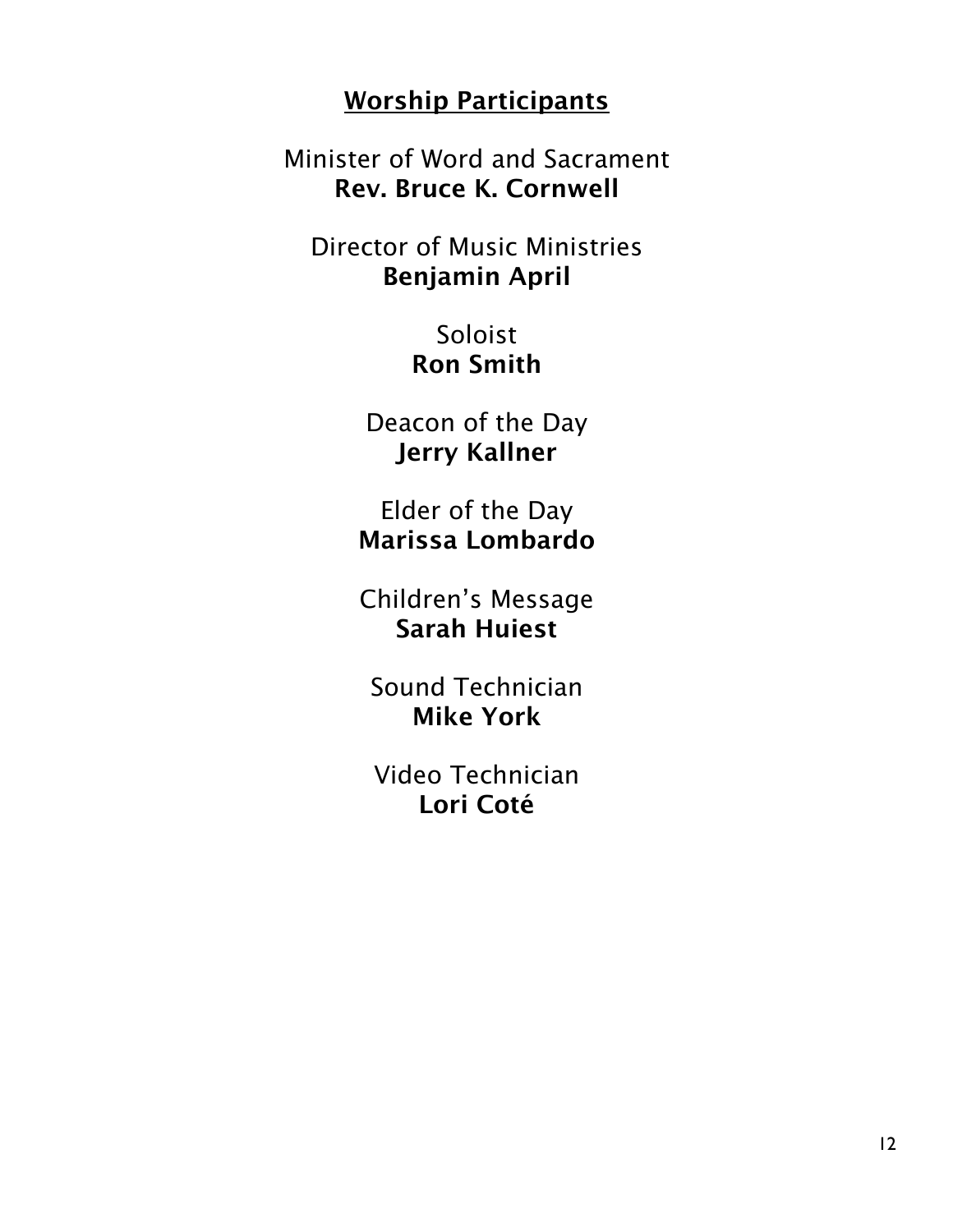## Worship Participants

Minister of Word and Sacrament
**Rev. Bruce K. Cornwell**

Director of Music Ministries
**Benjamin April**

Soloist
**Ron Smith**

Deacon of the Day
**Jerry Kallner**

Elder of the Day
**Marissa Lombardo**

Children's Message
**Sarah Huiest**

Sound Technician
**Mike York**

Video Technician
**Lori Coté**